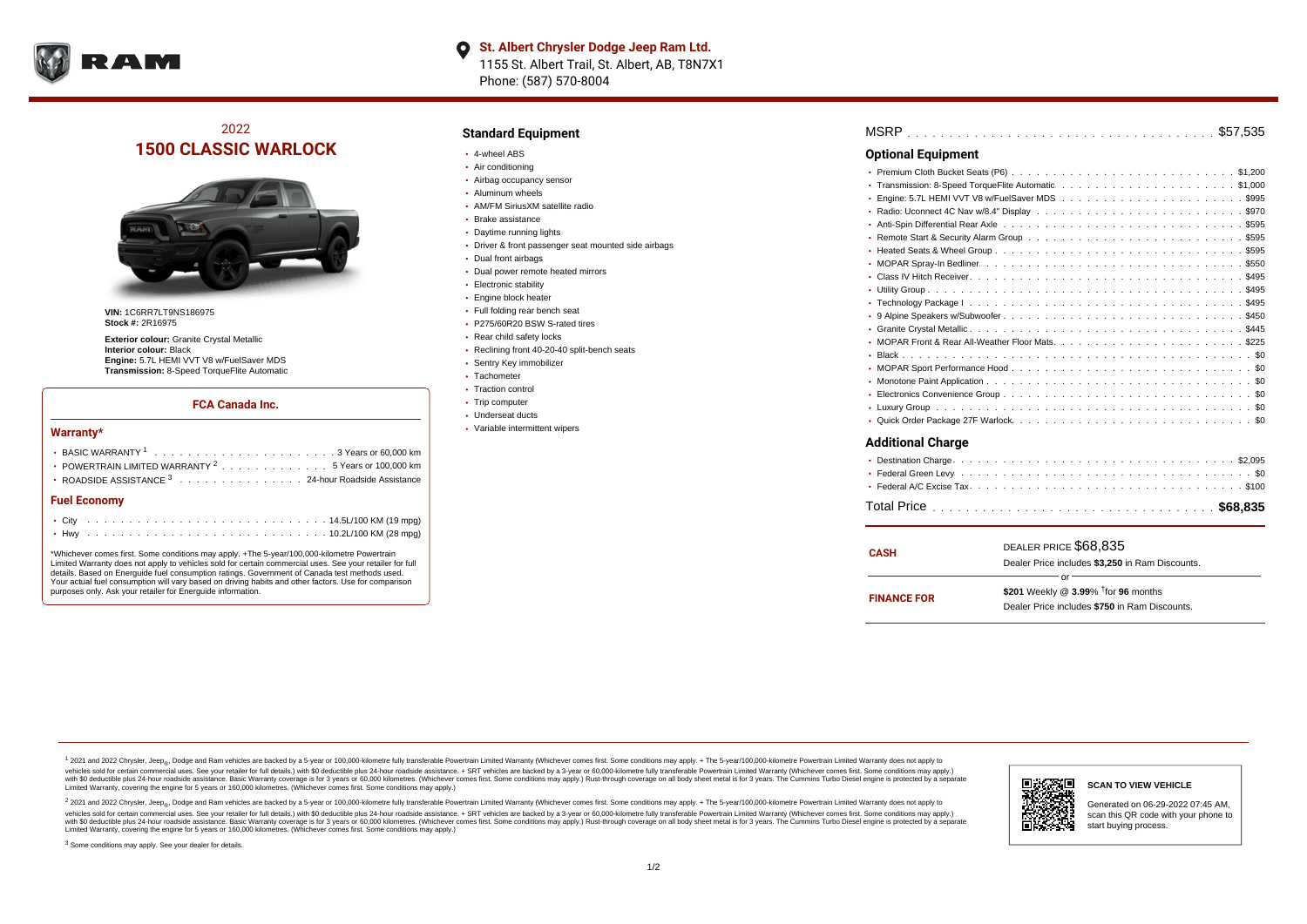**St. Albert Chrysler Dodge Jeep Ram Ltd.**
1155 St. Albert Trail, St. Albert, AB, T8N7X1
Phone: (587) 570-8004

## 2022
# 1500 CLASSIC WARLOCK

**VIN:** 1C6RR7LT9NS186975
**Stock #:** 2R16975

**Exterior colour:** Granite Crystal Metallic
**Interior colour:** Black
**Engine:** 5.7L HEMI VVT V8 w/FuelSaver MDS
**Transmission:** 8-Speed TorqueFlite Automatic

### FCA Canada Inc.

#### Warranty*

- BASIC WARRANTY [1] . . . . . . . . . . 3 Years or 60,000 km
- POWERTRAIN LIMITED WARRANTY [2] . . . . . . . . . . 5 Years or 100,000 km
- ROADSIDE ASSISTANCE [3] . . . . . . . . . . 24-hour Roadside Assistance

#### Fuel Economy

- City . . . . . . . . . . 14.5L/100 KM (19 mpg)
- Hwy . . . . . . . . . . 10.2L/100 KM (28 mpg)

*Whichever comes first. Some conditions may apply. +The 5-year/100,000-kilometre Powertrain Limited Warranty does not apply to vehicles sold for certain commercial uses. See your retailer for full details. Based on Energuide fuel consumption ratings. Government of Canada test methods used. Your actual fuel consumption will vary based on driving habits and other factors. Use for comparison purposes only. Ask your retailer for Energuide information.

## Standard Equipment

- 4-wheel ABS
- Air conditioning
- Airbag occupancy sensor
- Aluminum wheels
- AM/FM SiriusXM satellite radio
- Brake assistance
- Daytime running lights
- Driver & front passenger seat mounted side airbags
- Dual front airbags
- Dual power remote heated mirrors
- Electronic stability
- Engine block heater
- Full folding rear bench seat
- P275/60R20 BSW S-rated tires
- Rear child safety locks
- Reclining front 40-20-40 split-bench seats
- Sentry Key immobilizer
- Tachometer
- Traction control
- Trip computer
- Underseat ducts
- Variable intermittent wipers

MSRP . . . . . . . . . . $57,535

## Optional Equipment

- Premium Cloth Bucket Seats (P6) . . . . . . . . . . $1,200
- Transmission: 8-Speed TorqueFlite Automatic . . . . . . . . . . $1,000
- Engine: 5.7L HEMI VVT V8 w/FuelSaver MDS . . . . . . . . . . $995
- Radio: Uconnect 4C Nav w/8.4" Display . . . . . . . . . . $970
- Anti-Spin Differential Rear Axle . . . . . . . . . . $595
- Remote Start & Security Alarm Group . . . . . . . . . . $595
- Heated Seats & Wheel Group . . . . . . . . . . $595
- MOPAR Spray-In Bedliner . . . . . . . . . . $550
- Class IV Hitch Receiver . . . . . . . . . . $495
- Utility Group . . . . . . . . . . $495
- Technology Package I . . . . . . . . . . $495
- 9 Alpine Speakers w/Subwoofer . . . . . . . . . . $450
- Granite Crystal Metallic . . . . . . . . . . $445
- MOPAR Front & Rear All-Weather Floor Mats . . . . . . . . . . $225
- Black . . . . . . . . . . $0
- MOPAR Sport Performance Hood . . . . . . . . . . $0
- Monotone Paint Application . . . . . . . . . . $0
- Electronics Convenience Group . . . . . . . . . . $0
- Luxury Group . . . . . . . . . . $0
- Quick Order Package 27F Warlock . . . . . . . . . . $0

## Additional Charge

- Destination Charge . . . . . . . . . . $2,095
- Federal Green Levy . . . . . . . . . . $0
- Federal A/C Excise Tax . . . . . . . . . . $100

Total Price . . . . . . . . . . **$68,835**

**CASH**
DEALER PRICE $68,835
Dealer Price includes **$3,250** in Ram Discounts.

or

**FINANCE FOR**
**$201** Weekly @ **3.99**% †for **96** months
Dealer Price includes **$750** in Ram Discounts.

[1] 2021 and 2022 Chrysler, Jeep®, Dodge and Ram vehicles are backed by a 5-year or 100,000-kilometre fully transferable Powertrain Limited Warranty (Whichever comes first. Some conditions may apply. + The 5-year/100,000-kilometre Powertrain Limited Warranty does not apply to vehicles sold for certain commercial uses. See your retailer for full details.) with $0 deductible plus 24-hour roadside assistance. + SRT vehicles are backed by a 3-year or 60,000-kilometre fully transferable Powertrain Limited Warranty (Whichever comes first. Some conditions may apply.) with $0 deductible plus 24-hour roadside assistance. Basic Warranty coverage is for 3 years or 60,000 kilometres. (Whichever comes first. Some conditions may apply.) Rust-through coverage on all body sheet metal is for 3 years. The Cummins Turbo Diesel engine is protected by a separate Limited Warranty, covering the engine for 5 years or 160,000 kilometres. (Whichever comes first. Some conditions may apply.)

[2] 2021 and 2022 Chrysler, Jeep®, Dodge and Ram vehicles are backed by a 5-year or 100,000-kilometre fully transferable Powertrain Limited Warranty (Whichever comes first. Some conditions may apply. + The 5-year/100,000-kilometre Powertrain Limited Warranty does not apply to vehicles sold for certain commercial uses. See your retailer for full details.) with $0 deductible plus 24-hour roadside assistance. + SRT vehicles are backed by a 3-year or 60,000-kilometre fully transferable Powertrain Limited Warranty (Whichever comes first. Some conditions may apply.) with $0 deductible plus 24-hour roadside assistance. Basic Warranty coverage is for 3 years or 60,000 kilometres. (Whichever comes first. Some conditions may apply.) Rust-through coverage on all body sheet metal is for 3 years. The Cummins Turbo Diesel engine is protected by a separate Limited Warranty, covering the engine for 5 years or 160,000 kilometres. (Whichever comes first. Some conditions may apply.)

[3] Some conditions may apply. See your dealer for details.

**SCAN TO VIEW VEHICLE**

Generated on 06-29-2022 07:45 AM, scan this QR code with your phone to start buying process.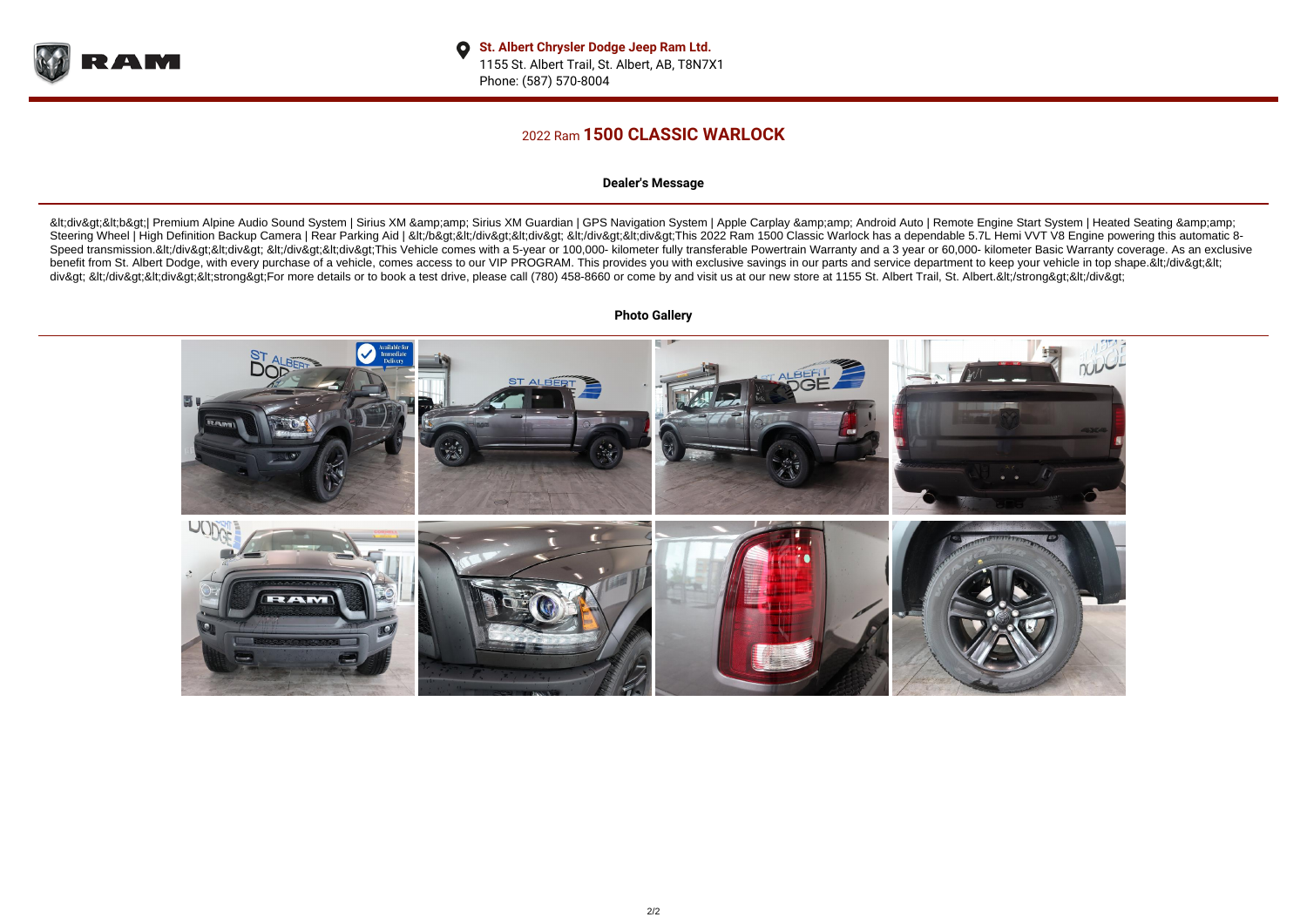**St. Albert Chrysler Dodge Jeep Ram Ltd.**
1155 St. Albert Trail, St. Albert, AB, T8N7X1
Phone: (587) 570-8004

# 2022 Ram **1500 CLASSIC WARLOCK**

## Dealer's Message

&lt;div&gt;&lt;b&gt;| Premium Alpine Audio Sound System | Sirius XM &amp;amp; Sirius XM Guardian | GPS Navigation System | Apple Carplay &amp;amp; Android Auto | Remote Engine Start System | Heated Seating &amp;amp; Steering Wheel | High Definition Backup Camera | Rear Parking Aid | &lt;/b&gt;&lt;/div&gt;&lt;div&gt; &lt;/div&gt;&lt;div&gt;This 2022 Ram 1500 Classic Warlock has a dependable 5.7L Hemi VVT V8 Engine powering this automatic 8-Speed transmission.&lt;/div&gt;&lt;div&gt; &lt;/div&gt;&lt;div&gt;This Vehicle comes with a 5-year or 100,000- kilometer fully transferable Powertrain Warranty and a 3 year or 60,000- kilometer Basic Warranty coverage. As an exclusive benefit from St. Albert Dodge, with every purchase of a vehicle, comes access to our VIP PROGRAM. This provides you with exclusive savings in our parts and service department to keep your vehicle in top shape.&lt;/div&gt;&lt; div&gt; &lt;/div&gt;&lt;div&gt;&lt;strong&gt;For more details or to book a test drive, please call (780) 458-8660 or come by and visit us at our new store at 1155 St. Albert Trail, St. Albert.&lt;/strong&gt;&lt;/div&gt;

## Photo Gallery